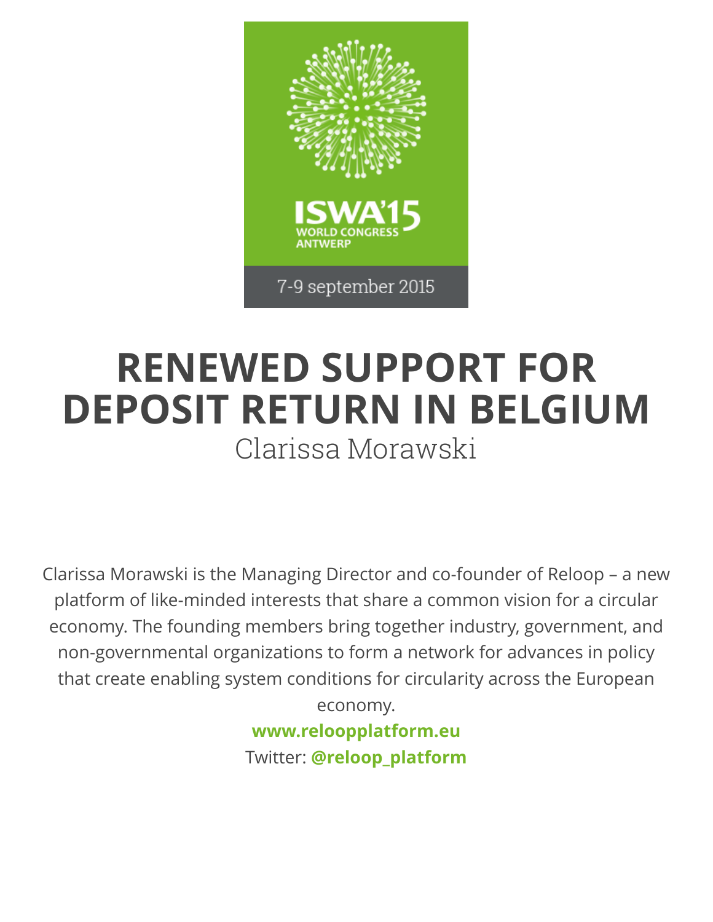ISWA'15
WORLD CONGRESS
ANTWERP

7-9 september 2015

# RENEWED SUPPORT FOR DEPOSIT RETURN IN BELGIUM

Clarissa Morawski

Clarissa Morawski is the Managing Director and co-founder of Reloop – a new platform of like-minded interests that share a common vision for a circular economy. The founding members bring together industry, government, and non-governmental organizations to form a network for advances in policy that create enabling system conditions for circularity across the European economy.

**www.reloopplatform.eu**

Twitter: **@reloop_platform**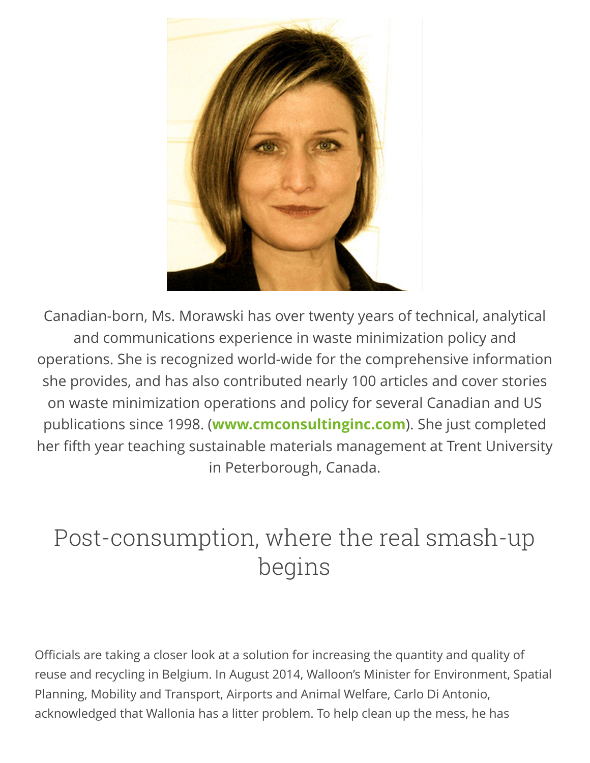Canadian-born, Ms. Morawski has over twenty years of technical, analytical and communications experience in waste minimization policy and operations. She is recognized world-wide for the comprehensive information she provides, and has also contributed nearly 100 articles and cover stories on waste minimization operations and policy for several Canadian and US publications since 1998. (**www.cmconsultinginc.com**). She just completed her fifth year teaching sustainable materials management at Trent University in Peterborough, Canada.

# Post-consumption, where the real smash-up begins

Officials are taking a closer look at a solution for increasing the quantity and quality of reuse and recycling in Belgium. In August 2014, Walloon's Minister for Environment, Spatial Planning, Mobility and Transport, Airports and Animal Welfare, Carlo Di Antonio, acknowledged that Wallonia has a litter problem. To help clean up the mess, he has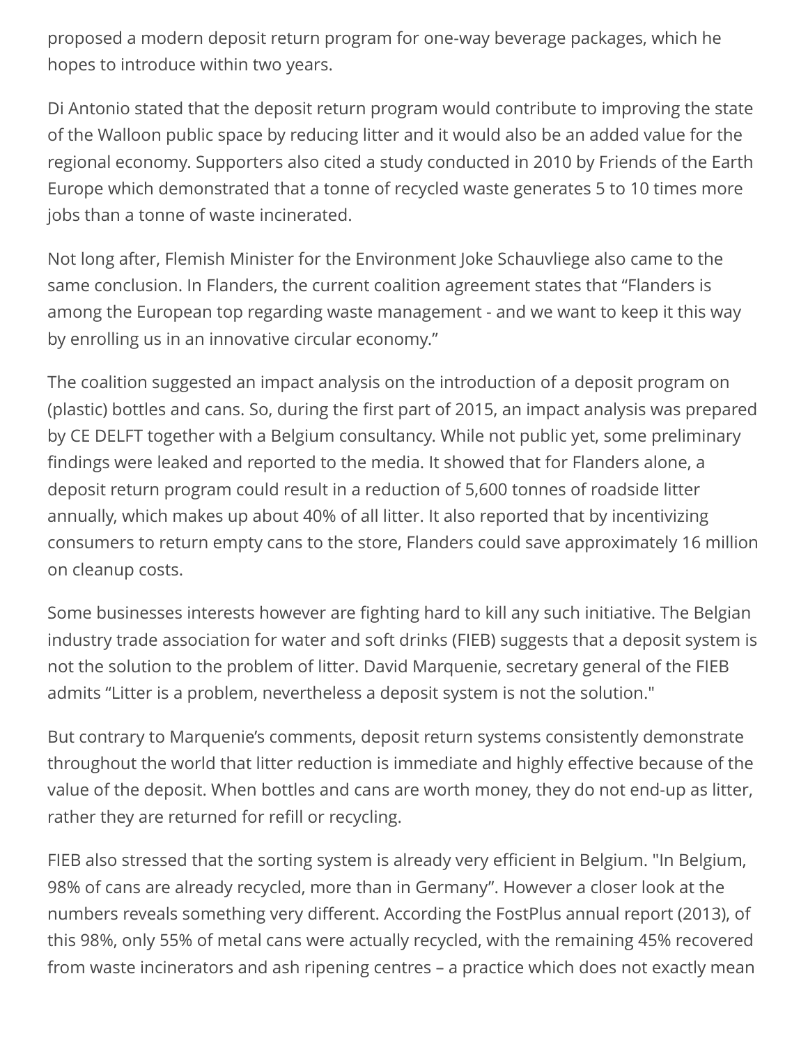proposed a modern deposit return program for one-way beverage packages, which he hopes to introduce within two years.

Di Antonio stated that the deposit return program would contribute to improving the state of the Walloon public space by reducing litter and it would also be an added value for the regional economy. Supporters also cited a study conducted in 2010 by Friends of the Earth Europe which demonstrated that a tonne of recycled waste generates 5 to 10 times more jobs than a tonne of waste incinerated.

Not long after, Flemish Minister for the Environment Joke Schauvliege also came to the same conclusion. In Flanders, the current coalition agreement states that "Flanders is among the European top regarding waste management - and we want to keep it this way by enrolling us in an innovative circular economy."

The coalition suggested an impact analysis on the introduction of a deposit program on (plastic) bottles and cans. So, during the first part of 2015, an impact analysis was prepared by CE DELFT together with a Belgium consultancy. While not public yet, some preliminary findings were leaked and reported to the media. It showed that for Flanders alone, a deposit return program could result in a reduction of 5,600 tonnes of roadside litter annually, which makes up about 40% of all litter. It also reported that by incentivizing consumers to return empty cans to the store, Flanders could save approximately 16 million on cleanup costs.

Some businesses interests however are fighting hard to kill any such initiative. The Belgian industry trade association for water and soft drinks (FIEB) suggests that a deposit system is not the solution to the problem of litter. David Marquenie, secretary general of the FIEB admits "Litter is a problem, nevertheless a deposit system is not the solution."

But contrary to Marquenie's comments, deposit return systems consistently demonstrate throughout the world that litter reduction is immediate and highly effective because of the value of the deposit. When bottles and cans are worth money, they do not end-up as litter, rather they are returned for refill or recycling.

FIEB also stressed that the sorting system is already very efficient in Belgium. "In Belgium, 98% of cans are already recycled, more than in Germany". However a closer look at the numbers reveals something very different. According the FostPlus annual report (2013), of this 98%, only 55% of metal cans were actually recycled, with the remaining 45% recovered from waste incinerators and ash ripening centres – a practice which does not exactly mean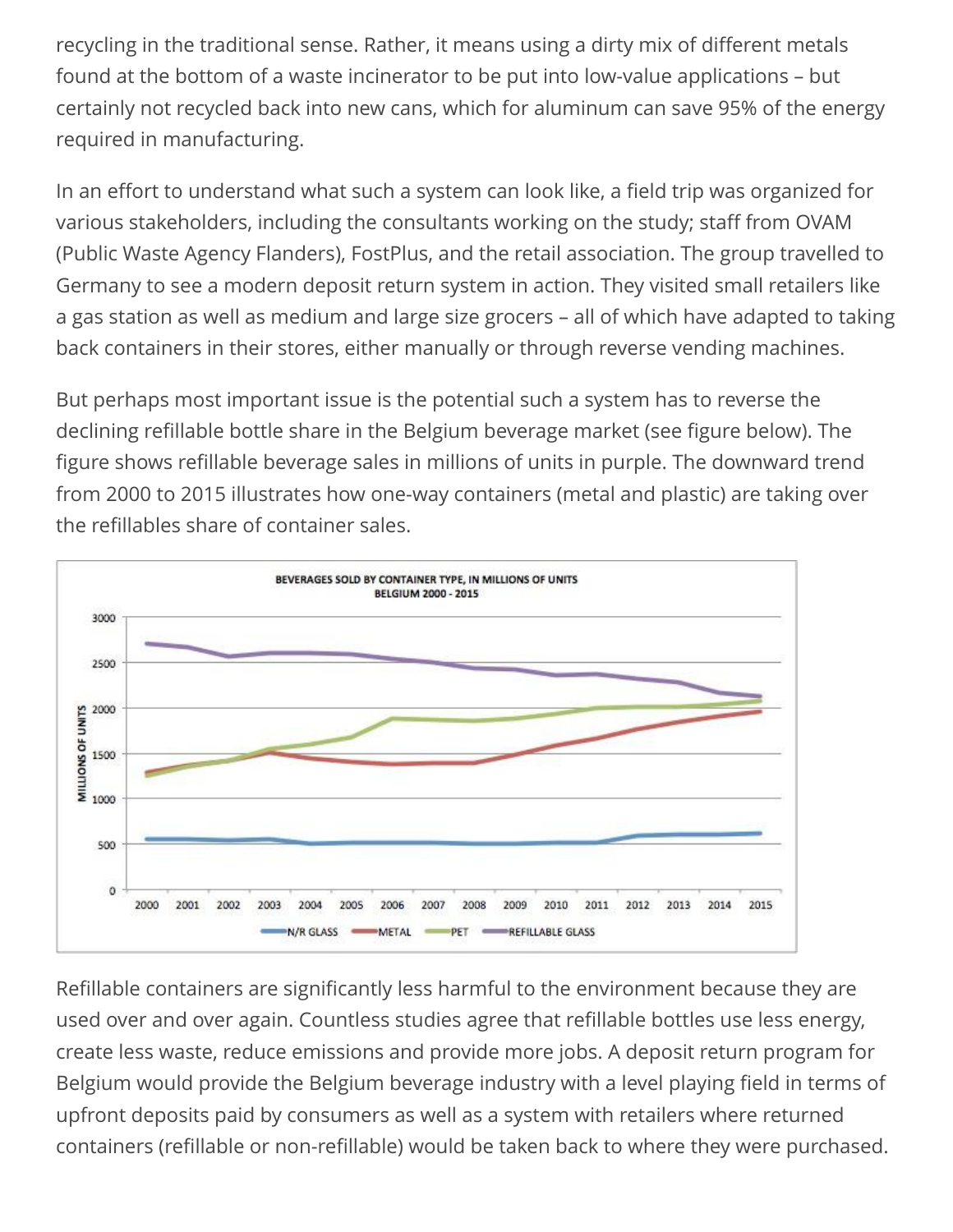recycling in the traditional sense. Rather, it means using a dirty mix of different metals found at the bottom of a waste incinerator to be put into low-value applications – but certainly not recycled back into new cans, which for aluminum can save 95% of the energy required in manufacturing.

In an effort to understand what such a system can look like, a field trip was organized for various stakeholders, including the consultants working on the study; staff from OVAM (Public Waste Agency Flanders), FostPlus, and the retail association. The group travelled to Germany to see a modern deposit return system in action. They visited small retailers like a gas station as well as medium and large size grocers – all of which have adapted to taking back containers in their stores, either manually or through reverse vending machines.

But perhaps most important issue is the potential such a system has to reverse the declining refillable bottle share in the Belgium beverage market (see figure below). The figure shows refillable beverage sales in millions of units in purple. The downward trend from 2000 to 2015 illustrates how one-way containers (metal and plastic) are taking over the refillables share of container sales.

Refillable containers are significantly less harmful to the environment because they are used over and over again. Countless studies agree that refillable bottles use less energy, create less waste, reduce emissions and provide more jobs. A deposit return program for Belgium would provide the Belgium beverage industry with a level playing field in terms of upfront deposits paid by consumers as well as a system with retailers where returned containers (refillable or non-refillable) would be taken back to where they were purchased.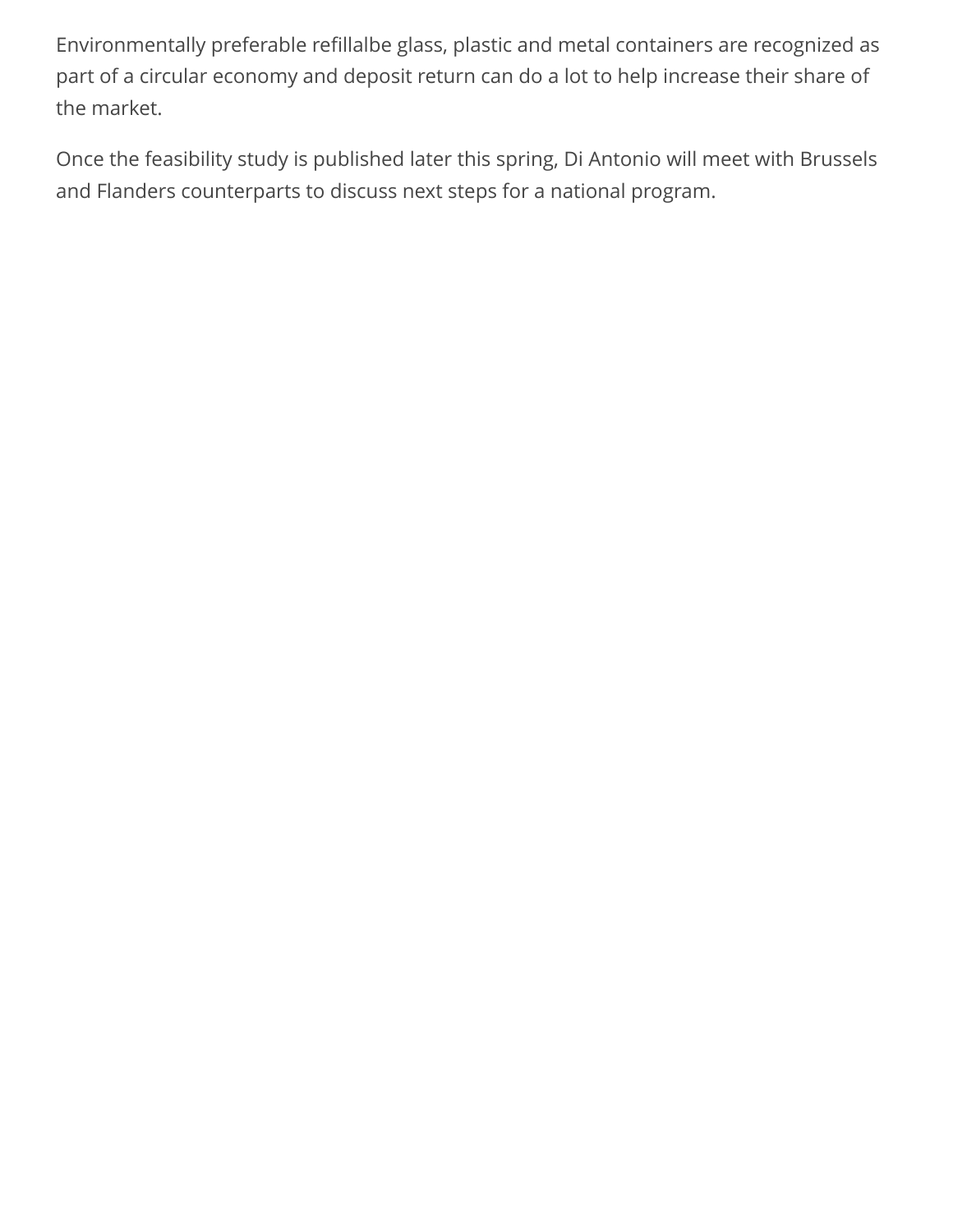Environmentally preferable refillalbe glass, plastic and metal containers are recognized as part of a circular economy and deposit return can do a lot to help increase their share of the market.

Once the feasibility study is published later this spring, Di Antonio will meet with Brussels and Flanders counterparts to discuss next steps for a national program.